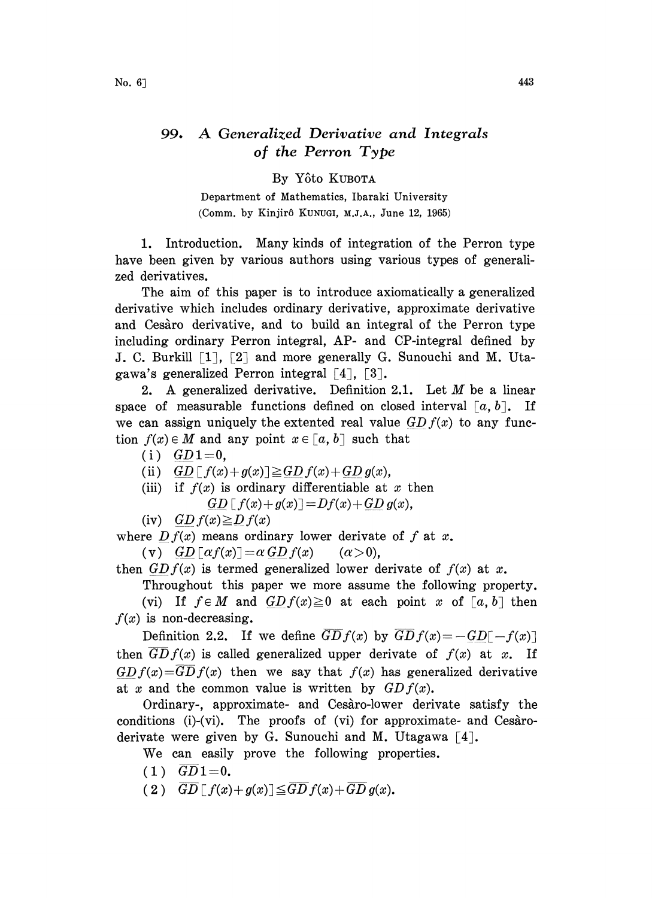# 99. *A Generalized Derivative and Integrals of the Perron Type*

By Yôto KUBOTA

Department of Mathematics, Ibaraki University
(Comm. by Kinjirô KUNUGI, M.J.A., June 12, 1965)

1. Introduction. Many kinds of integration of the Perron type have been given by various authors using various types of generalized derivatives.

The aim of this paper is to introduce axiomatically a generalized derivative which includes ordinary derivative, approximate derivative and Cesàro derivative, and to build an integral of the Perron type including ordinary Perron integral, AP- and CP-integral defined by J. C. Burkill [1], [2] and more generally G. Sunouchi and M. Utagawa's generalized Perron integral [4], [3].

2. A generalized derivative. Definition 2.1. Let $M$ be a linear space of measurable functions defined on closed interval $[a, b]$. If we can assign uniquely the extented real value $\underline{GD} f(x)$ to any function $f(x) \in M$ and any point $x \in [a, b]$ such that

(i) $\underline{GD} 1 = 0$,

(ii) $\underline{GD} [f(x) + g(x)] \geqq \underline{GD} f(x) + \underline{GD} g(x)$,

(iii) if $f(x)$ is ordinary differentiable at $x$ then
$$\underline{GD} [f(x) + g(x)] = Df(x) + \underline{GD} g(x),$$

(iv) $\underline{GD} f(x) \geqq \underline{D} f(x)$

where $\underline{D} f(x)$ means ordinary lower derivate of $f$ at $x$.

(v) $\underline{GD} [\alpha f(x)] = \alpha \underline{GD} f(x) \quad (\alpha > 0)$,

then $\underline{GD} f(x)$ is termed generalized lower derivate of $f(x)$ at $x$.

Throughout this paper we more assume the following property.

(vi) If $f \in M$ and $\underline{GD} f(x) \geqq 0$ at each point $x$ of $[a, b]$ then $f(x)$ is non-decreasing.

Definition 2.2. If we define $\overline{GD} f(x)$ by $\overline{GD} f(x) = -\underline{GD}[-f(x)]$ then $\overline{GD} f(x)$ is called generalized upper derivate of $f(x)$ at $x$. If $\underline{GD} f(x) = \overline{GD} f(x)$ then we say that $f(x)$ has generalized derivative at $x$ and the common value is written by $GD f(x)$.

Ordinary-, approximate- and Cesàro-lower derivate satisfy the conditions (i)-(vi). The proofs of (vi) for approximate- and Cesàro-derivate were given by G. Sunouchi and M. Utagawa [4].

We can easily prove the following properties.

(1) $\overline{GD} 1 = 0$.

(2) $\overline{GD} [f(x) + g(x)] \leqq \overline{GD} f(x) + \overline{GD} g(x)$.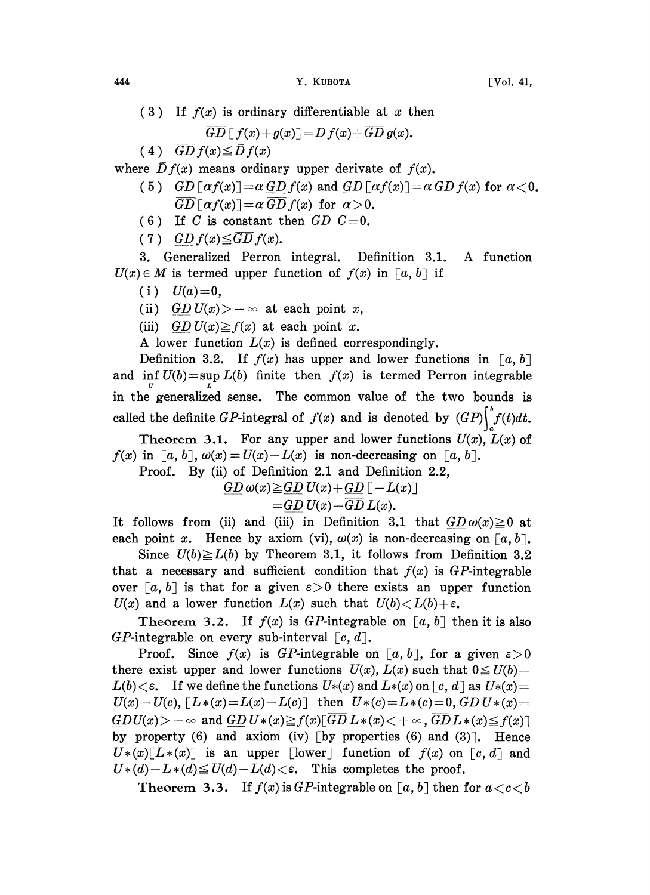(3) If $f(x)$ is ordinary differentiable at $x$ then

$$\overline{GD}[f(x)+g(x)]=Df(x)+\overline{GD}\,g(x).$$

(4) $\overline{GD}\,f(x) \leqq \bar{D}f(x)$

where $\bar{D}f(x)$ means ordinary upper derivate of $f(x)$.

(5) $\overline{GD}[\alpha f(x)]=\alpha\,\underline{GD}\,f(x)$ and $\underline{GD}[\alpha f(x)]=\alpha\,\overline{GD}\,f(x)$ for $\alpha<0$.
$\overline{GD}[\alpha f(x)]=\alpha\,\overline{GD}\,f(x)$ for $\alpha>0$.

(6) If $C$ is constant then $GD\;C=0$.

(7) $\underline{GD}\,f(x) \leqq \overline{GD}\,f(x)$.

3. Generalized Perron integral. Definition 3.1. A function $U(x) \in M$ is termed upper function of $f(x)$ in $[a, b]$ if

(i) $U(a)=0$,

(ii) $\underline{GD}\,U(x)>-\infty$ at each point $x$,

(iii) $\underline{GD}\,U(x) \geqq f(x)$ at each point $x$.

A lower function $L(x)$ is defined correspondingly.

Definition 3.2. If $f(x)$ has upper and lower functions in $[a, b]$ and $\inf_U U(b)=\sup_L L(b)$ finite then $f(x)$ is termed Perron integrable in the generalized sense. The common value of the two bounds is called the definite $GP$-integral of $f(x)$ and is denoted by $(GP)\int_a^b f(t)dt$.

**Theorem 3.1.** For any upper and lower functions $U(x)$, $L(x)$ of $f(x)$ in $[a, b]$, $\omega(x)=U(x)-L(x)$ is non-decreasing on $[a, b]$.

Proof. By (ii) of Definition 2.1 and Definition 2.2,

$$\begin{aligned}\underline{GD}\,\omega(x) &\geqq \underline{GD}\,U(x)+\underline{GD}[-L(x)]\\ &=\underline{GD}\,U(x)-\overline{GD}\,L(x).\end{aligned}$$

It follows from (ii) and (iii) in Definition 3.1 that $\underline{GD}\,\omega(x) \geqq 0$ at each point $x$. Hence by axiom (vi), $\omega(x)$ is non-decreasing on $[a, b]$.

Since $U(b) \geqq L(b)$ by Theorem 3.1, it follows from Definition 3.2 that a necessary and sufficient condition that $f(x)$ is $GP$-integrable over $[a, b]$ is that for a given $\varepsilon>0$ there exists an upper function $U(x)$ and a lower function $L(x)$ such that $U(b)<L(b)+\varepsilon$.

**Theorem 3.2.** If $f(x)$ is $GP$-integrable on $[a, b]$ then it is also $GP$-integrable on every sub-interval $[c, d]$.

Proof. Since $f(x)$ is $GP$-integrable on $[a, b]$, for a given $\varepsilon>0$ there exist upper and lower functions $U(x)$, $L(x)$ such that $0 \leqq U(b)-L(b)<\varepsilon$. If we define the functions $U*(x)$ and $L*(x)$ on $[c, d]$ as $U*(x)=U(x)-U(c)$, $[L*(x)=L(x)-L(c)]$ then $U*(c)=L*(c)=0$, $\underline{GD}\,U*(x)=\underline{GD}U(x)>-\infty$ and $\underline{GD}\,U*(x) \geqq f(x)[\overline{GD}\,L*(x)<+\infty, \overline{GD}\,L*(x) \leqq f(x)]$ by property (6) and axiom (iv) [by properties (6) and (3)]. Hence $U*(x)[L*(x)]$ is an upper [lower] function of $f(x)$ on $[c, d]$ and $U*(d)-L*(d) \leqq U(d)-L(d)<\varepsilon$. This completes the proof.

**Theorem 3.3.** If $f(x)$ is $GP$-integrable on $[a, b]$ then for $a<c<b$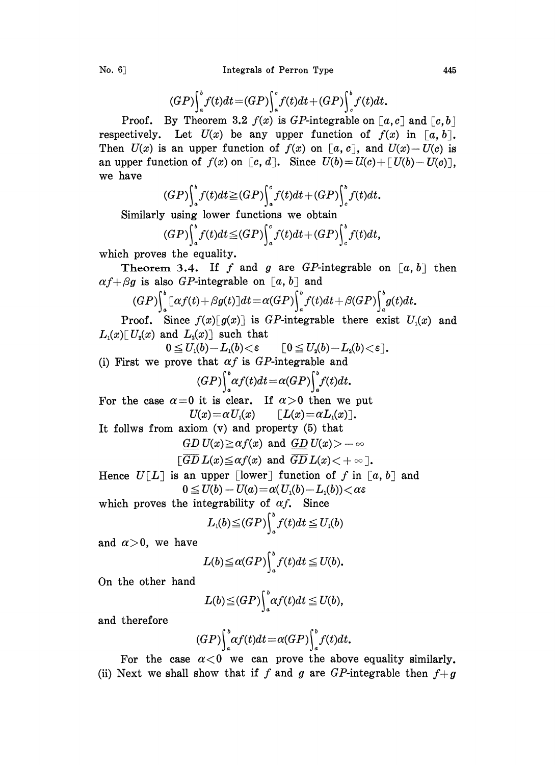$$(GP)\int_a^b f(t)dt=(GP)\int_a^c f(t)dt+(GP)\int_c^b f(t)dt.$$

Proof. By Theorem 3.2 $f(x)$ is $GP$-integrable on $[a,c]$ and $[c,b]$ respectively. Let $U(x)$ be any upper function of $f(x)$ in $[a,b]$. Then $U(x)$ is an upper function of $f(x)$ on $[a,c]$, and $U(x)-U(c)$ is an upper function of $f(x)$ on $[c,d]$. Since $U(b)=U(c)+[U(b)-U(c)]$, we have

$$(GP)\int_a^b f(t)dt \geqq (GP)\int_a^c f(t)dt+(GP)\int_c^b f(t)dt.$$

Similarly using lower functions we obtain

$$(GP)\int_a^b f(t)dt \leqq (GP)\int_a^c f(t)dt+(GP)\int_c^b f(t)dt,$$

which proves the equality.

**Theorem 3.4.** If $f$ and $g$ are $GP$-integrable on $[a,b]$ then $\alpha f+\beta g$ is also $GP$-integrable on $[a,b]$ and

$$(GP)\int_a^b [\alpha f(t)+\beta g(t)]dt=\alpha(GP)\int_a^b f(t)dt+\beta(GP)\int_a^b g(t)dt.$$

Proof. Since $f(x)[g(x)]$ is $GP$-integrable there exist $U_1(x)$ and $L_1(x)[U_2(x)$ and $L_2(x)]$ such that

$$0\leqq U_1(b)-L_1(b)<\varepsilon \qquad [0\leqq U_2(b)-L_2(b)<\varepsilon].$$

(i) First we prove that $\alpha f$ is $GP$-integrable and

$$(GP)\int_a^b \alpha f(t)dt=\alpha(GP)\int_a^b f(t)dt.$$

For the case $\alpha=0$ it is clear. If $\alpha>0$ then we put

$$U(x)=\alpha U_1(x) \qquad [L(x)=\alpha L_1(x)].$$

It follws from axiom (v) and property (5) that

$$\underline{GD}\, U(x)\geqq \alpha f(x) \text{ and } \underline{GD}\, U(x)>-\infty$$

$$[\overline{GD}\, L(x)\leqq \alpha f(x) \text{ and } \overline{GD}\, L(x)<+\infty].$$

Hence $U[L]$ is an upper [lower] function of $f$ in $[a,b]$ and

$$0\leqq U(b)-U(a)=\alpha(U_1(b)-L_1(b))<\alpha\varepsilon$$

which proves the integrability of $\alpha f$. Since

$$L_1(b)\leqq (GP)\int_a^b f(t)dt\leqq U_1(b)$$

and $\alpha>0$, we have

$$L(b)\leqq \alpha(GP)\int_a^b f(t)dt\leqq U(b).$$

On the other hand

$$L(b)\leqq (GP)\int_a^b \alpha f(t)dt\leqq U(b),$$

and therefore

$$(GP)\int_a^b \alpha f(t)dt=\alpha(GP)\int_a^b f(t)dt.$$

For the case $\alpha<0$ we can prove the above equality similarly.

(ii) Next we shall show that if $f$ and $g$ are $GP$-integrable then $f+g$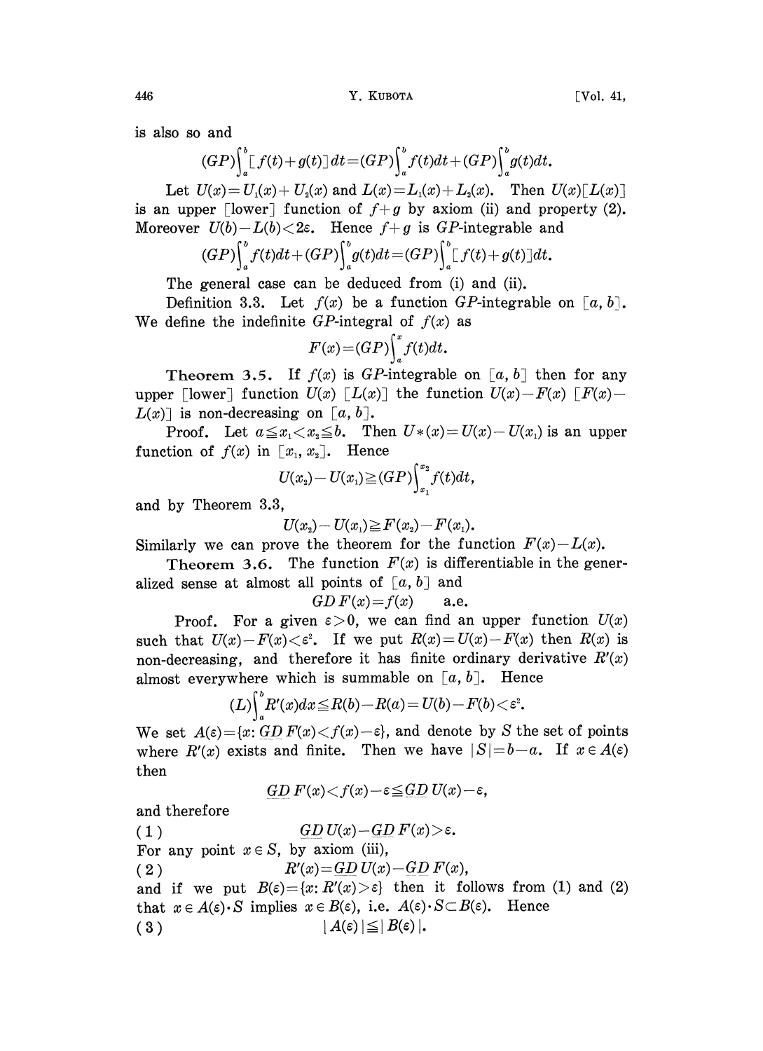is also so and

$$(GP)\int_a^b [f(t)+g(t)]\,dt=(GP)\int_a^b f(t)dt+(GP)\int_a^b g(t)dt.$$

Let $U(x)=U_1(x)+U_2(x)$ and $L(x)=L_1(x)+L_2(x)$. Then $U(x)[L(x)]$ is an upper [lower] function of $f+g$ by axiom (ii) and property (2). Moreover $U(b)-L(b)<2\varepsilon$. Hence $f+g$ is $GP$-integrable and

$$(GP)\int_a^b f(t)dt+(GP)\int_a^b g(t)dt=(GP)\int_a^b [f(t)+g(t)]dt.$$

The general case can be deduced from (i) and (ii).

Definition 3.3. Let $f(x)$ be a function $GP$-integrable on $[a, b]$. We define the indefinite $GP$-integral of $f(x)$ as

$$F(x)=(GP)\int_a^x f(t)dt.$$

**Theorem 3.5.** If $f(x)$ is $GP$-integrable on $[a, b]$ then for any upper [lower] function $U(x)$ [$L(x)$] the function $U(x)-F(x)$ [$F(x)-L(x)$] is non-decreasing on $[a, b]$.

Proof. Let $a\leqq x_1<x_2\leqq b$. Then $U*(x)=U(x)-U(x_1)$ is an upper function of $f(x)$ in $[x_1, x_2]$. Hence

$$U(x_2)-U(x_1)\geqq (GP)\int_{x_1}^{x_2} f(t)dt,$$

and by Theorem 3.3,

$$U(x_2)-U(x_1)\geqq F(x_2)-F(x_1).$$

Similarly we can prove the theorem for the function $F(x)-L(x)$.

**Theorem 3.6.** The function $F(x)$ is differentiable in the generalized sense at almost all points of $[a, b]$ and

$$GD\,F(x)=f(x) \quad \text{a.e.}$$

Proof. For a given $\varepsilon>0$, we can find an upper function $U(x)$ such that $U(x)-F(x)<\varepsilon^2$. If we put $R(x)=U(x)-F(x)$ then $R(x)$ is non-decreasing, and therefore it has finite ordinary derivative $R'(x)$ almost everywhere which is summable on $[a, b]$. Hence

$$(L)\int_a^b R'(x)dx\leqq R(b)-R(a)=U(b)-F(b)<\varepsilon^2.$$

We set $A(\varepsilon)=\{x: \underline{GD}\,F(x)<f(x)-\varepsilon\}$, and denote by $S$ the set of points where $R'(x)$ exists and finite. Then we have $|S|=b-a$. If $x\in A(\varepsilon)$ then

$$\underline{GD}\,F(x)<f(x)-\varepsilon\leqq \underline{GD}\,U(x)-\varepsilon,$$

and therefore

$$\underline{GD}\,U(x)-\underline{GD}\,F(x)>\varepsilon. \tag{1}$$

For any point $x\in S$, by axiom (iii),

$$R'(x)=\underline{GD}\,U(x)-\underline{GD}\,F(x), \tag{2}$$

and if we put $B(\varepsilon)=\{x: R'(x)>\varepsilon\}$ then it follows from (1) and (2) that $x\in A(\varepsilon)\cdot S$ implies $x\in B(\varepsilon)$, i.e. $A(\varepsilon)\cdot S\subset B(\varepsilon)$. Hence

$$|A(\varepsilon)|\leqq |B(\varepsilon)|. \tag{3}$$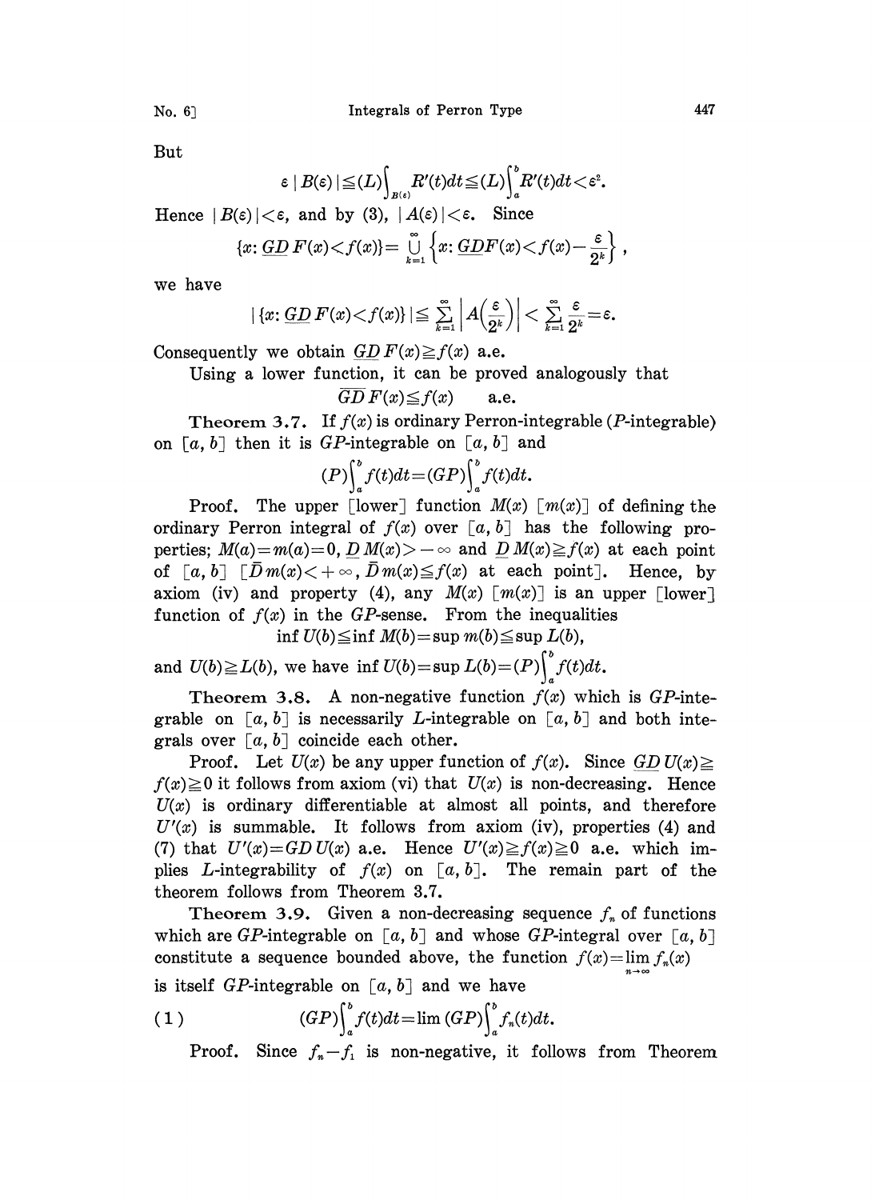But

$$\varepsilon\,|B(\varepsilon)|\leqq (L)\int_{B(\varepsilon)} R'(t)dt \leqq (L)\int_a^b R'(t)dt < \varepsilon^2.$$

Hence $|B(\varepsilon)|<\varepsilon$, and by (3), $|A(\varepsilon)|<\varepsilon$. Since

$$\{x: \underline{GD}\,F(x)<f(x)\}=\bigcup_{k=1}^{\infty}\left\{x: \underline{GD}F(x)<f(x)-\frac{\varepsilon}{2^k}\right\},$$

we have

$$|\{x: \underline{GD}\,F(x)<f(x)\}|\leqq \sum_{k=1}^{\infty}\left|A\left(\frac{\varepsilon}{2^k}\right)\right| < \sum_{k=1}^{\infty}\frac{\varepsilon}{2^k}=\varepsilon.$$

Consequently we obtain $\underline{GD}\,F(x)\geqq f(x)$ a.e.

Using a lower function, it can be proved analogously that

$$\overline{GD}\,F(x)\leqq f(x) \qquad \text{a.e.}$$

**Theorem 3.7.** If $f(x)$ is ordinary Perron-integrable ($P$-integrable) on $[a, b]$ then it is $GP$-integrable on $[a, b]$ and

$$(P)\int_a^b f(t)dt=(GP)\int_a^b f(t)dt.$$

**Proof.** The upper [lower] function $M(x)$ [$m(x)$] of defining the ordinary Perron integral of $f(x)$ over $[a, b]$ has the following properties; $M(a)=m(a)=0$, $\underline{D}\,M(x)>-\infty$ and $\underline{D}\,M(x)\geqq f(x)$ at each point of $[a, b]$ [$\overline{D}\,m(x)<+\infty$, $\overline{D}\,m(x)\leqq f(x)$ at each point]. Hence, by axiom (iv) and property (4), any $M(x)$ [$m(x)$] is an upper [lower] function of $f(x)$ in the $GP$-sense. From the inequalities

$$\inf U(b)\leqq \inf M(b)=\sup m(b)\leqq \sup L(b),$$

and $U(b)\geqq L(b)$, we have $\inf U(b)=\sup L(b)=(P)\int_a^b f(t)dt$.

**Theorem 3.8.** A non-negative function $f(x)$ which is $GP$-integrable on $[a, b]$ is necessarily $L$-integrable on $[a, b]$ and both integrals over $[a, b]$ coincide each other.

**Proof.** Let $U(x)$ be any upper function of $f(x)$. Since $\underline{GD}\,U(x)\geqq f(x)\geqq 0$ it follows from axiom (vi) that $U(x)$ is non-decreasing. Hence $U(x)$ is ordinary differentiable at almost all points, and therefore $U'(x)$ is summable. It follows from axiom (iv), properties (4) and (7) that $U'(x)=GD\,U(x)$ a.e. Hence $U'(x)\geqq f(x)\geqq 0$ a.e. which implies $L$-integrability of $f(x)$ on $[a, b]$. The remain part of the theorem follows from Theorem 3.7.

**Theorem 3.9.** Given a non-decreasing sequence $f_n$ of functions which are $GP$-integrable on $[a, b]$ and whose $GP$-integral over $[a, b]$ constitute a sequence bounded above, the function $f(x)=\lim_{n\to\infty} f_n(x)$ is itself $GP$-integrable on $[a, b]$ and we have

$$(1) \qquad (GP)\int_a^b f(t)dt=\lim\,(GP)\int_a^b f_n(t)dt.$$

**Proof.** Since $f_n-f_1$ is non-negative, it follows from Theorem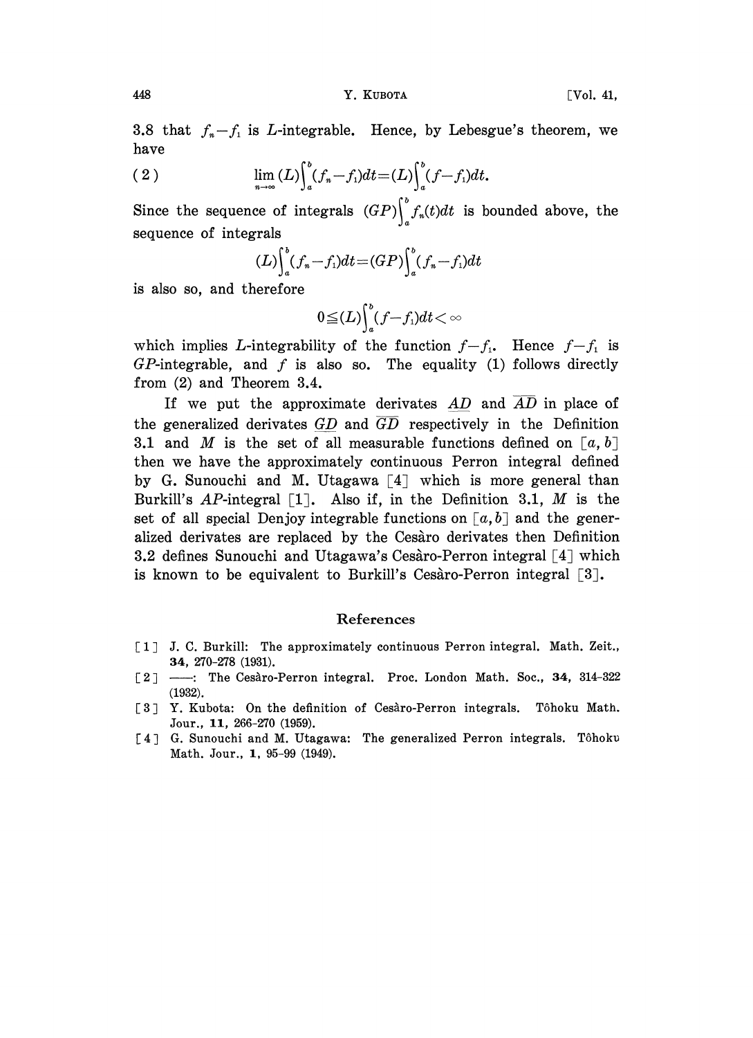3.8 that $f_n - f_1$ is $L$-integrable. Hence, by Lebesgue's theorem, we have

$$\lim_{n\to\infty} (L)\int_a^b (f_n - f_1)dt = (L)\int_a^b (f - f_1)dt. \tag{2}$$

Since the sequence of integrals $(GP)\int_a^b f_n(t)dt$ is bounded above, the sequence of integrals

$$(L)\int_a^b (f_n - f_1)dt = (GP)\int_a^b (f_n - f_1)dt$$

is also so, and therefore

$$0 \leqq (L)\int_a^b (f - f_1)dt < \infty$$

which implies $L$-integrability of the function $f - f_1$. Hence $f - f_1$ is $GP$-integrable, and $f$ is also so. The equality (1) follows directly from (2) and Theorem 3.4.

If we put the approximate derivates $\underline{AD}$ and $\overline{AD}$ in place of the generalized derivates $\underline{GD}$ and $\overline{GD}$ respectively in the Definition 3.1 and $M$ is the set of all measurable functions defined on $[a, b]$ then we have the approximately continuous Perron integral defined by G. Sunouchi and M. Utagawa [4] which is more general than Burkill's $AP$-integral [1]. Also if, in the Definition 3.1, $M$ is the set of all special Denjoy integrable functions on $[a, b]$ and the generalized derivates are replaced by the Cesàro derivates then Definition 3.2 defines Sunouchi and Utagawa's Cesàro-Perron integral [4] which is known to be equivalent to Burkill's Cesàro-Perron integral [3].

## References

[1] J. C. Burkill: The approximately continuous Perron integral. Math. Zeit., **34**, 270–278 (1931).

[2] ——: The Cesàro-Perron integral. Proc. London Math. Soc., **34**, 314–322 (1932).

[3] Y. Kubota: On the definition of Cesàro-Perron integrals. Tôhoku Math. Jour., **11**, 266–270 (1959).

[4] G. Sunouchi and M. Utagawa: The generalized Perron integrals. Tôhoku Math. Jour., **1**, 95–99 (1949).